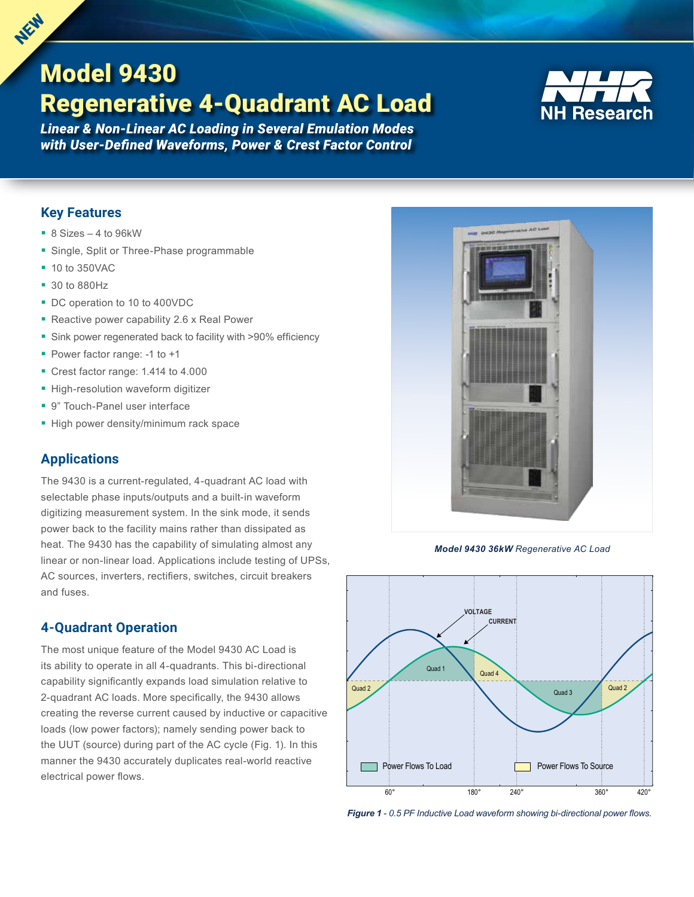# Model 9430 Regenerative 4-Quadrant AC Load

***Linear & Non-Linear AC Loading in Several Emulation Modes with User-Defined Waveforms, Power & Crest Factor Control***

NH Research

## Key Features

- 8 Sizes – 4 to 96kW
- Single, Split or Three-Phase programmable
- 10 to 350VAC
- 30 to 880Hz
- DC operation to 10 to 400VDC
- Reactive power capability 2.6 x Real Power
- Sink power regenerated back to facility with >90% efficiency
- Power factor range: -1 to +1
- Crest factor range: 1.414 to 4.000
- High-resolution waveform digitizer
- 9" Touch-Panel user interface
- High power density/minimum rack space

## Applications

The 9430 is a current-regulated, 4-quadrant AC load with selectable phase inputs/outputs and a built-in waveform digitizing measurement system. In the sink mode, it sends power back to the facility mains rather than dissipated as heat. The 9430 has the capability of simulating almost any linear or non-linear load. Applications include testing of UPSs, AC sources, inverters, rectifiers, switches, circuit breakers and fuses.

## 4-Quadrant Operation

The most unique feature of the Model 9430 AC Load is its ability to operate in all 4-quadrants. This bi-directional capability significantly expands load simulation relative to 2-quadrant AC loads. More specifically, the 9430 allows creating the reverse current caused by inductive or capacitive loads (low power factors); namely sending power back to the UUT (source) during part of the AC cycle (Fig. 1). In this manner the 9430 accurately duplicates real-world reactive electrical power flows.

***Model 9430 36kW** Regenerative AC Load*

***Figure 1** - 0.5 PF Inductive Load waveform showing bi-directional power flows.*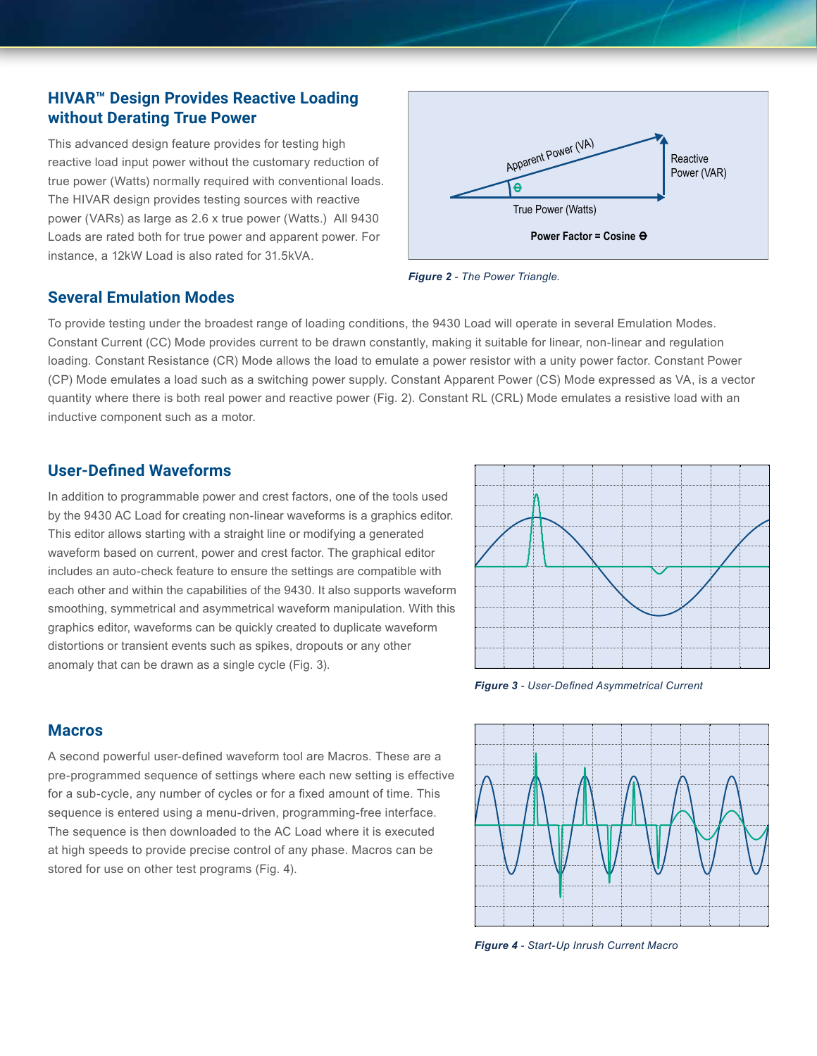## HIVAR™ Design Provides Reactive Loading without Derating True Power

This advanced design feature provides for testing high reactive load input power without the customary reduction of true power (Watts) normally required with conventional loads. The HIVAR design provides testing sources with reactive power (VARs) as large as 2.6 x true power (Watts.) All 9430 Loads are rated both for true power and apparent power. For instance, a 12kW Load is also rated for 31.5kVA.

Apparent Power (VA)

Reactive Power (VAR)

θ

True Power (Watts)

**Power Factor = Cosine θ**

***Figure 2*** *- The Power Triangle.*

## Several Emulation Modes

To provide testing under the broadest range of loading conditions, the 9430 Load will operate in several Emulation Modes. Constant Current (CC) Mode provides current to be drawn constantly, making it suitable for linear, non-linear and regulation loading. Constant Resistance (CR) Mode allows the load to emulate a power resistor with a unity power factor. Constant Power (CP) Mode emulates a load such as a switching power supply. Constant Apparent Power (CS) Mode expressed as VA, is a vector quantity where there is both real power and reactive power (Fig. 2). Constant RL (CRL) Mode emulates a resistive load with an inductive component such as a motor.

## User-Defined Waveforms

In addition to programmable power and crest factors, one of the tools used by the 9430 AC Load for creating non-linear waveforms is a graphics editor. This editor allows starting with a straight line or modifying a generated waveform based on current, power and crest factor. The graphical editor includes an auto-check feature to ensure the settings are compatible with each other and within the capabilities of the 9430. It also supports waveform smoothing, symmetrical and asymmetrical waveform manipulation. With this graphics editor, waveforms can be quickly created to duplicate waveform distortions or transient events such as spikes, dropouts or any other anomaly that can be drawn as a single cycle (Fig. 3).

***Figure 3*** *- User-Defined Asymmetrical Current*

## Macros

A second powerful user-defined waveform tool are Macros. These are a pre-programmed sequence of settings where each new setting is effective for a sub-cycle, any number of cycles or for a fixed amount of time. This sequence is entered using a menu-driven, programming-free interface. The sequence is then downloaded to the AC Load where it is executed at high speeds to provide precise control of any phase. Macros can be stored for use on other test programs (Fig. 4).

***Figure 4*** *- Start-Up Inrush Current Macro*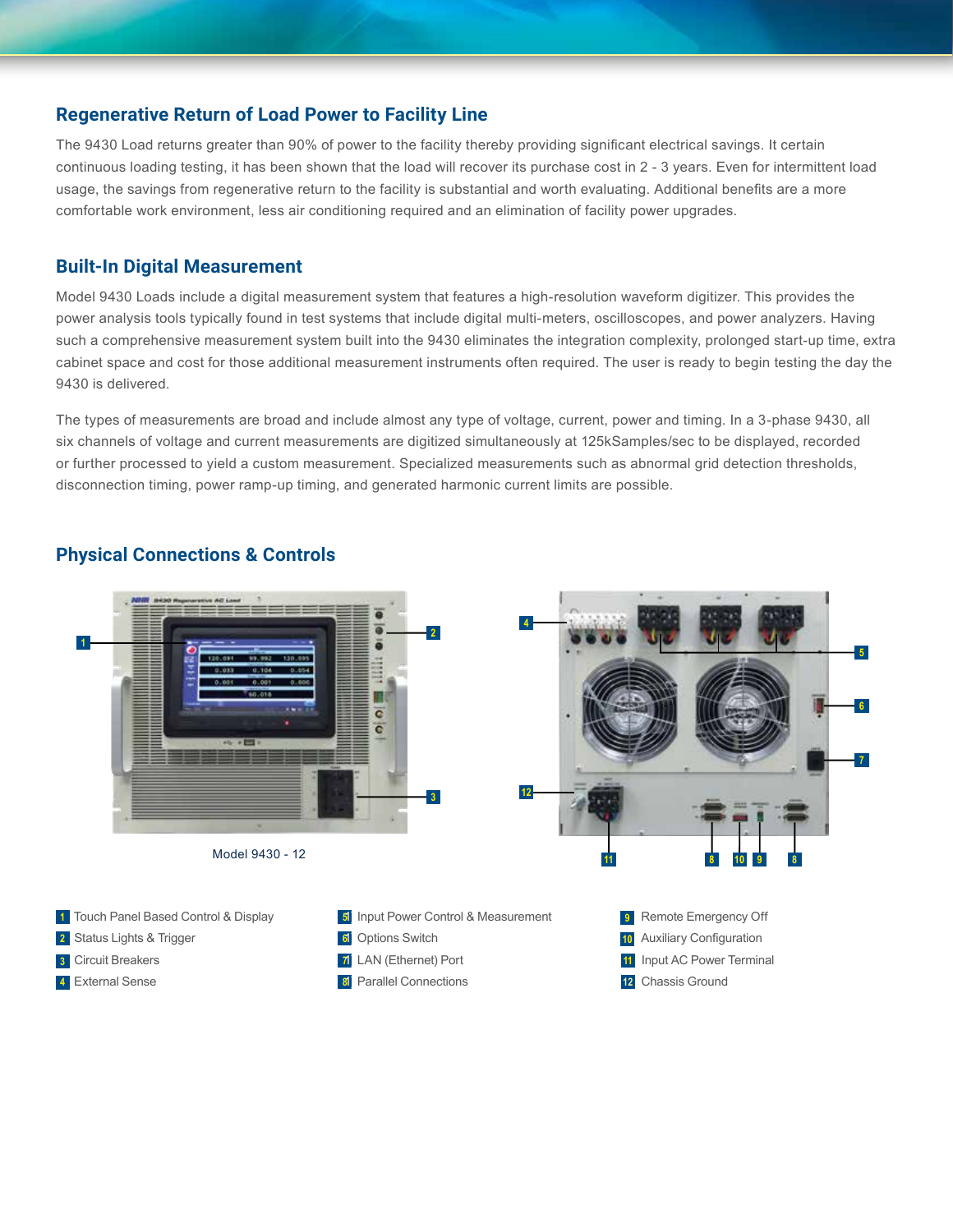## Regenerative Return of Load Power to Facility Line

The 9430 Load returns greater than 90% of power to the facility thereby providing significant electrical savings. It certain continuous loading testing, it has been shown that the load will recover its purchase cost in 2 - 3 years. Even for intermittent load usage, the savings from regenerative return to the facility is substantial and worth evaluating. Additional benefits are a more comfortable work environment, less air conditioning required and an elimination of facility power upgrades.

## Built-In Digital Measurement

Model 9430 Loads include a digital measurement system that features a high-resolution waveform digitizer. This provides the power analysis tools typically found in test systems that include digital multi-meters, oscilloscopes, and power analyzers. Having such a comprehensive measurement system built into the 9430 eliminates the integration complexity, prolonged start-up time, extra cabinet space and cost for those additional measurement instruments often required. The user is ready to begin testing the day the 9430 is delivered.

The types of measurements are broad and include almost any type of voltage, current, power and timing. In a 3-phase 9430, all six channels of voltage and current measurements are digitized simultaneously at 125kSamples/sec to be displayed, recorded or further processed to yield a custom measurement. Specialized measurements such as abnormal grid detection thresholds, disconnection timing, power ramp-up timing, and generated harmonic current limits are possible.

## Physical Connections & Controls

Model 9430 - 12

1. Touch Panel Based Control & Display
2. Status Lights & Trigger
3. Circuit Breakers
4. External Sense
5. Input Power Control & Measurement
6. Options Switch
7. LAN (Ethernet) Port
8. Parallel Connections
9. Remote Emergency Off
10. Auxiliary Configuration
11. Input AC Power Terminal
12. Chassis Ground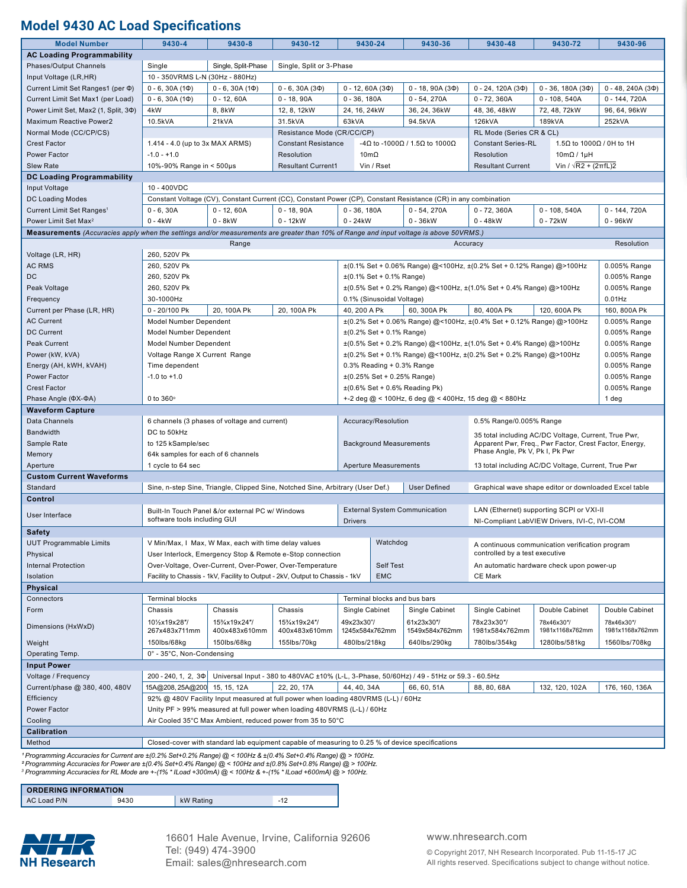# Model 9430 AC Load Specifications

| Model Number | 9430-4 | 9430-8 | 9430-12 | 9430-24 | 9430-36 | 9430-48 | 9430-72 | 9430-96 |
|---|---|---|---|---|---|---|---|---|
| **AC Loading Programmability** | | | | | | | | |
| Phases/Output Channels | Single | Single, Split-Phase | Single, Split or 3-Phase | | | | | |
| Input Voltage (LR,HR) | 10 - 350VRMS L-N (30Hz - 880Hz) | | | | | | | |
| Current Limit Set Ranges1 (per Φ) | 0 - 6, 30A (1Φ) | 0 - 6, 30A (1Φ) | 0 - 6, 30A (3Φ) | 0 - 12, 60A (3Φ) | 0 - 18, 90A (3Φ) | 0 - 24, 120A (3Φ) | 0 - 36, 180A (3Φ) | 0 - 48, 240A (3Φ) |
| Current Limit Set Max1 (per Load) | 0 - 6, 30A (1Φ) | 0 - 12, 60A | 0 - 18, 90A | 0 - 36, 180A | 0 - 54, 270A | 0 - 72, 360A | 0 - 108, 540A | 0 - 144, 720A |
| Power Limit Set, Max2 (1, Split, 3Φ) | 4kW | 8, 8kW | 12, 8, 12kW | 24, 16, 24kW | 36, 24, 36kW | 48, 36, 48kW | 72, 48, 72kW | 96, 64, 96kW |
| Maximum Reactive Power2 | 10.5kVA | 21kVA | 31.5kVA | 63kVA | 94.5kVA | 126kVA | 189kVA | 252kVA |
| Normal Mode (CC/CP/CS) | | | Resistance Mode (CR/CC/CP) | | | RL Mode (Series CR & CL) | | |
| Crest Factor | 1.414 - 4.0 (up to 3x MAX ARMS) | | Constant Resistance | -4Ω to -1000Ω / 1.5Ω to 1000Ω | | Constant Series-RL | 1.5Ω to 1000Ω / 0H to 1H | |
| Power Factor | -1.0 - +1.0 | | Resolution | 10mΩ | | Resolution | 10mΩ / 1μH | |
| Slew Rate | 10%-90% Range in < 500μs | | Resultant Current1 | Vin / Rset | | Resultant Current | Vin / $\sqrt{R2 + (2\pi fL)2}$ | |
| **DC Loading Programmability** | | | | | | | | |
| Input Voltage | 10 - 400VDC | | | | | | | |
| DC Loading Modes | Constant Voltage (CV), Constant Current (CC), Constant Power (CP), Constant Resistance (CR) in any combination | | | | | | | |
| Current Limit Set Ranges[1] | 0 - 6, 30A | 0 - 12, 60A | 0 - 18, 90A | 0 - 36, 180A | 0 - 54, 270A | 0 - 72, 360A | 0 - 108, 540A | 0 - 144, 720A |
| Power Limit Set Max[2] | 0 - 4kW | 0 - 8kW | 0 - 12kW | 0 - 24kW | 0 - 36kW | 0 - 48kW | 0 - 72kW | 0 - 96kW |
| **Measurements** *(Accuracies apply when the settings and/or measurements are greater than 10% of Range and input voltage is above 50VRMS.)* | | | | | | | | |
| | Range | | | Accuracy | | | | Resolution |
| Voltage (LR, HR) | 260, 520V Pk | | | | | | | |
| AC RMS | 260, 520V Pk | | | ±(0.1% Set + 0.06% Range) @<100Hz, ±(0.2% Set + 0.12% Range) @>100Hz | | | | 0.005% Range |
| DC | 260, 520V Pk | | | ±(0.1% Set + 0.1% Range) | | | | 0.005% Range |
| Peak Voltage | 260, 520V Pk | | | ±(0.5% Set + 0.2% Range) @<100Hz, ±(1.0% Set + 0.4% Range) @>100Hz | | | | 0.005% Range |
| Frequency | 30-1000Hz | | | 0.1% (Sinusoidal Voltage) | | | | 0.01Hz |
| Current per Phase (LR, HR) | 0 - 20/100 Pk | 20, 100A Pk | 20, 100A Pk | 40, 200 A Pk | 60, 300A Pk | 80, 400A Pk | 120, 600A Pk | 160, 800A Pk |
| AC Current | Model Number Dependent | | | ±(0.2% Set + 0.06% Range) @<100Hz, ±(0.4% Set + 0.12% Range) @>100Hz | | | | 0.005% Range |
| DC Current | Model Number Dependent | | | ±(0.2% Set + 0.1% Range) | | | | 0.005% Range |
| Peak Current | Model Number Dependent | | | ±(0.5% Set + 0.2% Range) @<100Hz, ±(1.0% Set + 0.4% Range) @>100Hz | | | | 0.005% Range |
| Power (kW, kVA) | Voltage Range X Current Range | | | ±(0.2% Set + 0.1% Range) @<100Hz, ±(0.2% Set + 0.2% Range) @>100Hz | | | | 0.005% Range |
| Energy (AH, kWH, kVAH) | Time dependent | | | 0.3% Reading + 0.3% Range | | | | 0.005% Range |
| Power Factor | -1.0 to +1.0 | | | ±(0.25% Set + 0.25% Range) | | | | 0.005% Range |
| Crest Factor | | | | ±(0.6% Set + 0.6% Reading Pk) | | | | 0.005% Range |
| Phase Angle (ΦX-ΦA) | 0 to 360° | | | +-2 deg @ < 100Hz, 6 deg @ < 400Hz, 15 deg @ < 880Hz | | | | 1 deg |
| **Waveform Capture** | | | | | | | | |
| Data Channels | 6 channels (3 phases of voltage and current) | | | Accuracy/Resolution | | 0.5% Range/0.005% Range | | |
| Bandwidth | DC to 50kHz | | | | | | | |
| Sample Rate | to 125 kSample/sec | | | Background Measurements | | 35 total including AC/DC Voltage, Current, True Pwr, Apparent Pwr, Freq., Pwr Factor, Crest Factor, Energy, Phase Angle, Pk V, Pk I, Pk Pwr | | |
| Memory | 64k samples for each of 6 channels | | | | | | | |
| Aperture | 1 cycle to 64 sec | | | Aperture Measurements | | 13 total including AC/DC Voltage, Current, True Pwr | | |
| **Custom Current Waveforms** | | | | | | | | |
| Standard | Sine, n-step Sine, Triangle, Clipped Sine, Notched Sine, Arbitrary (User Def.) | | | | User Defined | Graphical wave shape editor or downloaded Excel table | | |
| **Control** | | | | | | | | |
| User Interface | Built-In Touch Panel &/or external PC w/ Windows software tools including GUI | | | External System Communication | | LAN (Ethernet) supporting SCPI or VXI-II | | |
| | | | | Drivers | | NI-Compliant LabVIEW Drivers, IVI-C, IVI-COM | | |
| **Safety** | | | | | | | | |
| UUT Programmable Limits | V Min/Max, I Max, W Max, each with time delay values | | | | Watchdog | A continuous communication verification program controlled by a test executive | | |
| Physical | User Interlock, Emergency Stop & Remote e-Stop connection | | | | | | | |
| Internal Protection | Over-Voltage, Over-Current, Over-Power, Over-Temperature | | | | Self Test | An automatic hardware check upon power-up | | |
| Isolation | Facility to Chassis - 1kV, Facility to Output - 2kV, Output to Chassis - 1kV | | | | EMC | CE Mark | | |
| **Physical** | | | | | | | | |
| Connectors | Terminal blocks | | | Terminal blocks and bus bars | | | | |
| Form | Chassis | Chassis | Chassis | Single Cabinet | Single Cabinet | Single Cabinet | Double Cabinet | Double Cabinet |
| Dimensions (HxWxD) | 10½x19x28"/ 267x483x711mm | 15¾x19x24"/ 400x483x610mm | 15¾x19x24"/ 400x483x610mm | 49x23x30"/ 1245x584x762mm | 61x23x30"/ 1549x584x762mm | 78x23x30"/ 1981x584x762mm | 78x46x30"/ 1981x1168x762mm | 78x46x30"/ 1981x1168x762mm |
| Weight | 150lbs/68kg | 150lbs/68kg | 155lbs/70kg | 480lbs/218kg | 640lbs/290kg | 780lbs/354kg | 1280lbs/581kg | 1560lbs/708kg |
| Operating Temp. | 0° - 35°C, Non-Condensing | | | | | | | |
| **Input Power** | | | | | | | | |
| Voltage / Frequency | 200 - 240, 1, 2, 3Φ | Universal Input - 380 to 480VAC ±10% (L-L, 3-Phase, 50/60Hz) / 49 - 51Hz or 59.3 - 60.5Hz | | | | | | |
| Current/phase @ 380, 400, 480V | 15A@208, 25A@200 | 15, 15, 12A | 22, 20, 17A | 44, 40, 34A | 66, 60, 51A | 88, 80, 68A | 132, 120, 102A | 176, 160, 136A |
| Efficiency | 92% @ 480V Facility Input measured at full power when loading 480VRMS (L-L) / 60Hz | | | | | | | |
| Power Factor | Unity PF > 99% measured at full power when loading 480VRMS (L-L) / 60Hz | | | | | | | |
| Cooling | Air Cooled 35°C Max Ambient, reduced power from 35 to 50°C | | | | | | | |
| **Calibration** | | | | | | | | |
| Method | Closed-cover with standard lab equipment capable of measuring to 0.25 % of device specifications | | | | | | | |

*[1] Programming Accuracies for Current are ±(0.2% Set+0.2% Range) @ < 100Hz & ±(0.4% Set+0.4% Range) @ > 100Hz.*
*[2] Programming Accuracies for Power are ±(0.4% Set+0.4% Range) @ < 100Hz and ±(0.8% Set+0.8% Range) @ > 100Hz.*
*[3] Programming Accuracies for RL Mode are +-(1% \* ILoad +300mA) @ < 100Hz & +-(1% \* ILoad +600mA) @ > 100Hz.*

| ORDERING INFORMATION | | | |
|---|---|---|---|
| AC Load P/N | 9430 | kW Rating | -12 |

NH Research

16601 Hale Avenue, Irvine, California 92606
Tel: (949) 474-3900
Email: sales@nhresearch.com

www.nhresearch.com

© Copyright 2017, NH Research Incorporated. Pub 11-15-17 JC
All rights reserved. Specifications subject to change without notice.